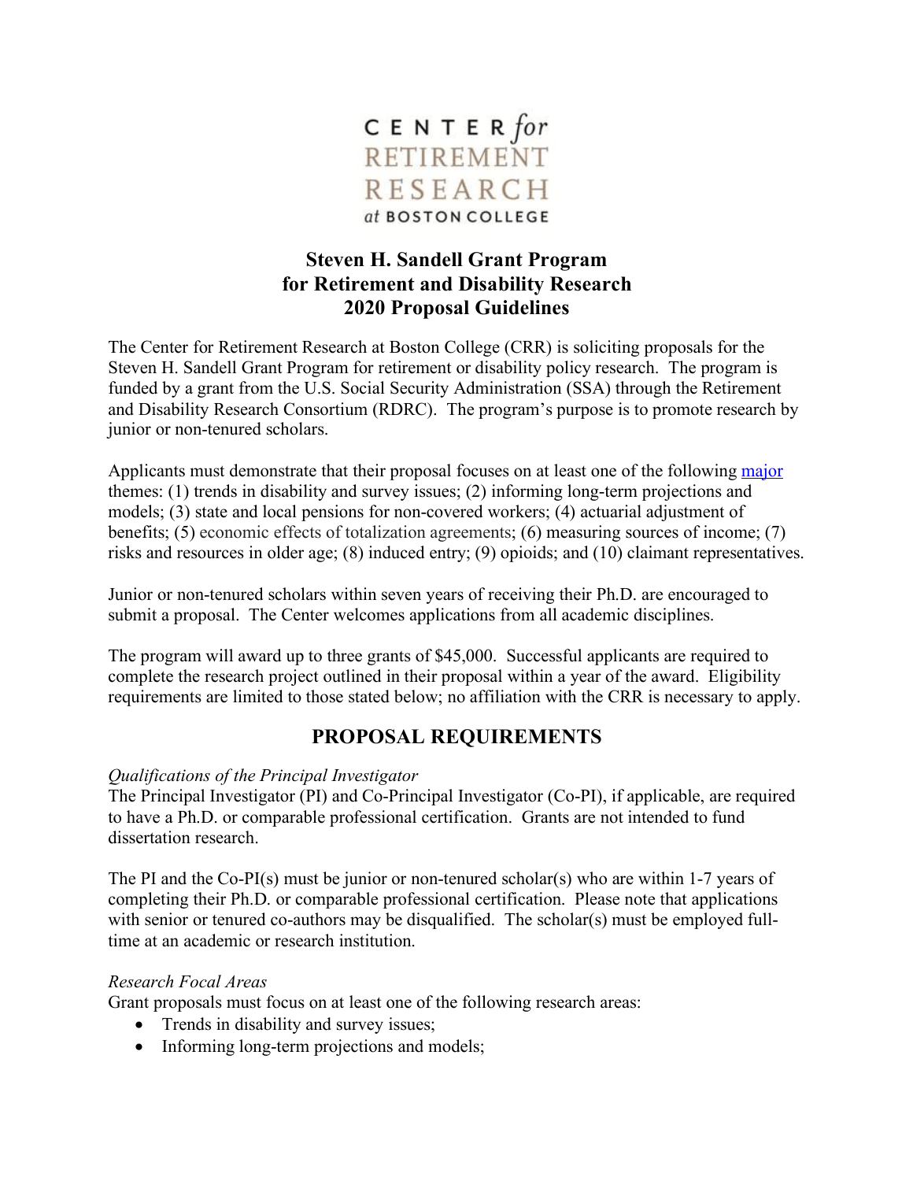CENTER *for* RETIREMENT RESEARCH *at* BOSTON COLLEGE

# Steven H. Sandell Grant Program for Retirement and Disability Research 2020 Proposal Guidelines

The Center for Retirement Research at Boston College (CRR) is soliciting proposals for the Steven H. Sandell Grant Program for retirement or disability policy research. The program is funded by a grant from the U.S. Social Security Administration (SSA) through the Retirement and Disability Research Consortium (RDRC). The program's purpose is to promote research by junior or non-tenured scholars.

Applicants must demonstrate that their proposal focuses on at least one of the following major themes: (1) trends in disability and survey issues; (2) informing long-term projections and models; (3) state and local pensions for non-covered workers; (4) actuarial adjustment of benefits; (5) economic effects of totalization agreements; (6) measuring sources of income; (7) risks and resources in older age; (8) induced entry; (9) opioids; and (10) claimant representatives.

Junior or non-tenured scholars within seven years of receiving their Ph.D. are encouraged to submit a proposal. The Center welcomes applications from all academic disciplines.

The program will award up to three grants of $45,000. Successful applicants are required to complete the research project outlined in their proposal within a year of the award. Eligibility requirements are limited to those stated below; no affiliation with the CRR is necessary to apply.

## PROPOSAL REQUIREMENTS

*Qualifications of the Principal Investigator*

The Principal Investigator (PI) and Co-Principal Investigator (Co-PI), if applicable, are required to have a Ph.D. or comparable professional certification. Grants are not intended to fund dissertation research.

The PI and the Co-PI(s) must be junior or non-tenured scholar(s) who are within 1-7 years of completing their Ph.D. or comparable professional certification. Please note that applications with senior or tenured co-authors may be disqualified. The scholar(s) must be employed full-time at an academic or research institution.

*Research Focal Areas*

Grant proposals must focus on at least one of the following research areas:

- Trends in disability and survey issues;
- Informing long-term projections and models;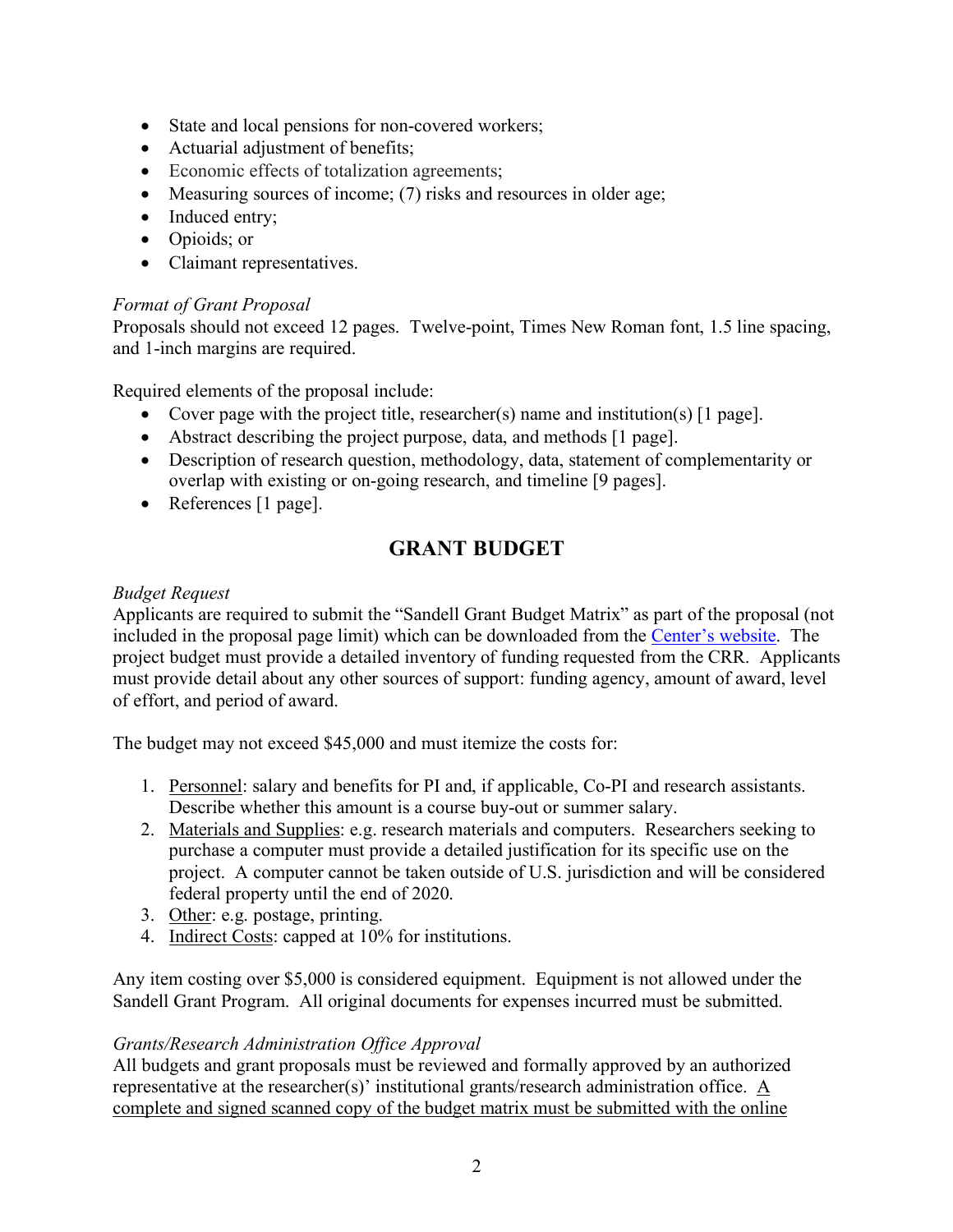- State and local pensions for non-covered workers;
- Actuarial adjustment of benefits;
- Economic effects of totalization agreements;
- Measuring sources of income; (7) risks and resources in older age;
- Induced entry;
- Opioids; or
- Claimant representatives.

*Format of Grant Proposal*
Proposals should not exceed 12 pages. Twelve-point, Times New Roman font, 1.5 line spacing, and 1-inch margins are required.

Required elements of the proposal include:

- Cover page with the project title, researcher(s) name and institution(s) [1 page].
- Abstract describing the project purpose, data, and methods [1 page].
- Description of research question, methodology, data, statement of complementarity or overlap with existing or on-going research, and timeline [9 pages].
- References [1 page].

## GRANT BUDGET

*Budget Request*
Applicants are required to submit the "Sandell Grant Budget Matrix" as part of the proposal (not included in the proposal page limit) which can be downloaded from the Center's website. The project budget must provide a detailed inventory of funding requested from the CRR. Applicants must provide detail about any other sources of support: funding agency, amount of award, level of effort, and period of award.

The budget may not exceed $45,000 and must itemize the costs for:

1. Personnel: salary and benefits for PI and, if applicable, Co-PI and research assistants. Describe whether this amount is a course buy-out or summer salary.
2. Materials and Supplies: e.g. research materials and computers. Researchers seeking to purchase a computer must provide a detailed justification for its specific use on the project. A computer cannot be taken outside of U.S. jurisdiction and will be considered federal property until the end of 2020.
3. Other: e.g. postage, printing.
4. Indirect Costs: capped at 10% for institutions.

Any item costing over $5,000 is considered equipment. Equipment is not allowed under the Sandell Grant Program. All original documents for expenses incurred must be submitted.

*Grants/Research Administration Office Approval*
All budgets and grant proposals must be reviewed and formally approved by an authorized representative at the researcher(s)' institutional grants/research administration office. A complete and signed scanned copy of the budget matrix must be submitted with the online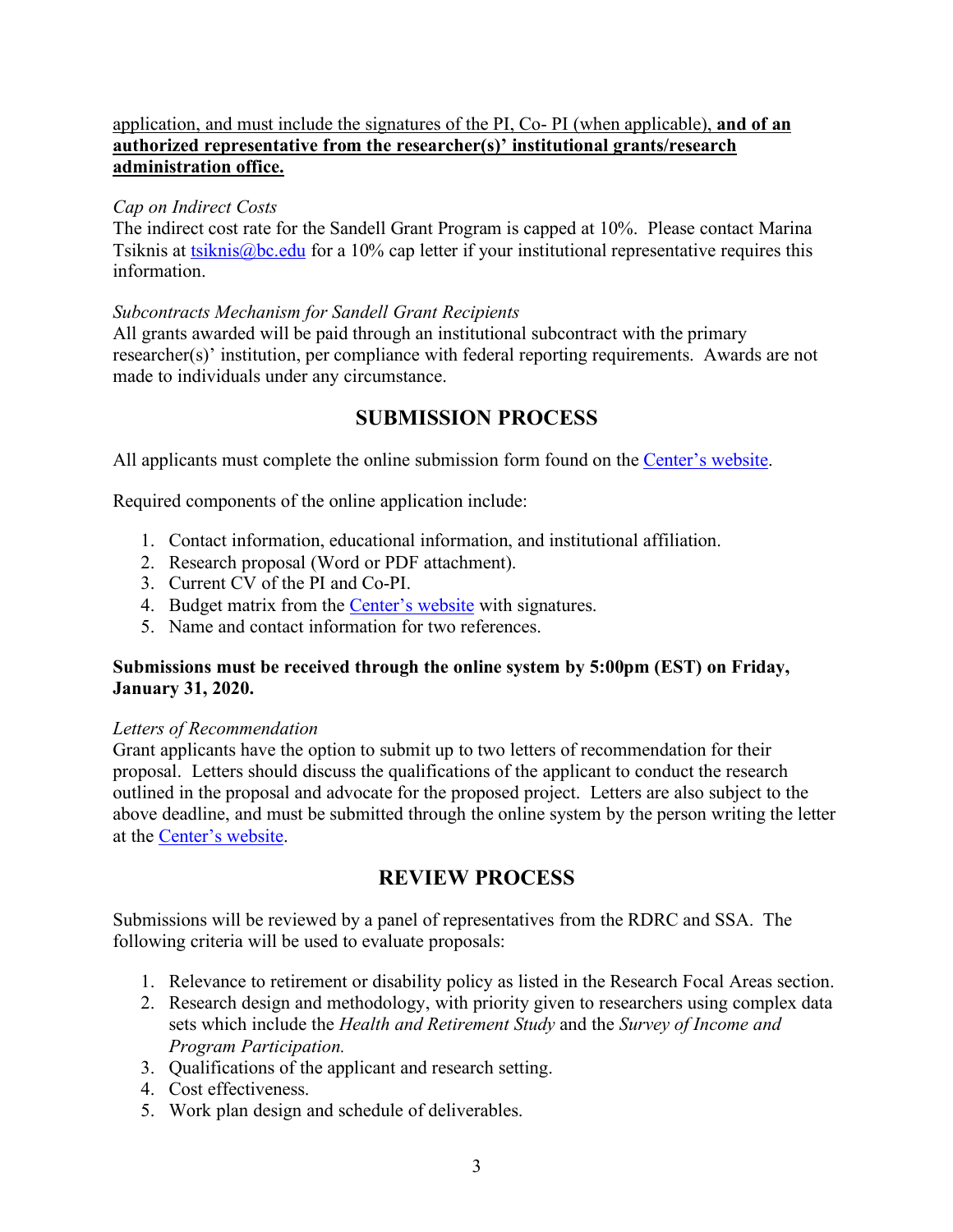application, and must include the signatures of the PI, Co- PI (when applicable), **and of an authorized representative from the researcher(s)' institutional grants/research administration office.**

*Cap on Indirect Costs*

The indirect cost rate for the Sandell Grant Program is capped at 10%. Please contact Marina Tsiknis at tsiknis@bc.edu for a 10% cap letter if your institutional representative requires this information.

*Subcontracts Mechanism for Sandell Grant Recipients*

All grants awarded will be paid through an institutional subcontract with the primary researcher(s)' institution, per compliance with federal reporting requirements. Awards are not made to individuals under any circumstance.

## SUBMISSION PROCESS

All applicants must complete the online submission form found on the Center's website.

Required components of the online application include:

1. Contact information, educational information, and institutional affiliation.
2. Research proposal (Word or PDF attachment).
3. Current CV of the PI and Co-PI.
4. Budget matrix from the Center's website with signatures.
5. Name and contact information for two references.

**Submissions must be received through the online system by 5:00pm (EST) on Friday, January 31, 2020.**

*Letters of Recommendation*

Grant applicants have the option to submit up to two letters of recommendation for their proposal. Letters should discuss the qualifications of the applicant to conduct the research outlined in the proposal and advocate for the proposed project. Letters are also subject to the above deadline, and must be submitted through the online system by the person writing the letter at the Center's website.

## REVIEW PROCESS

Submissions will be reviewed by a panel of representatives from the RDRC and SSA. The following criteria will be used to evaluate proposals:

1. Relevance to retirement or disability policy as listed in the Research Focal Areas section.
2. Research design and methodology, with priority given to researchers using complex data sets which include the *Health and Retirement Study* and the *Survey of Income and Program Participation.*
3. Qualifications of the applicant and research setting.
4. Cost effectiveness.
5. Work plan design and schedule of deliverables.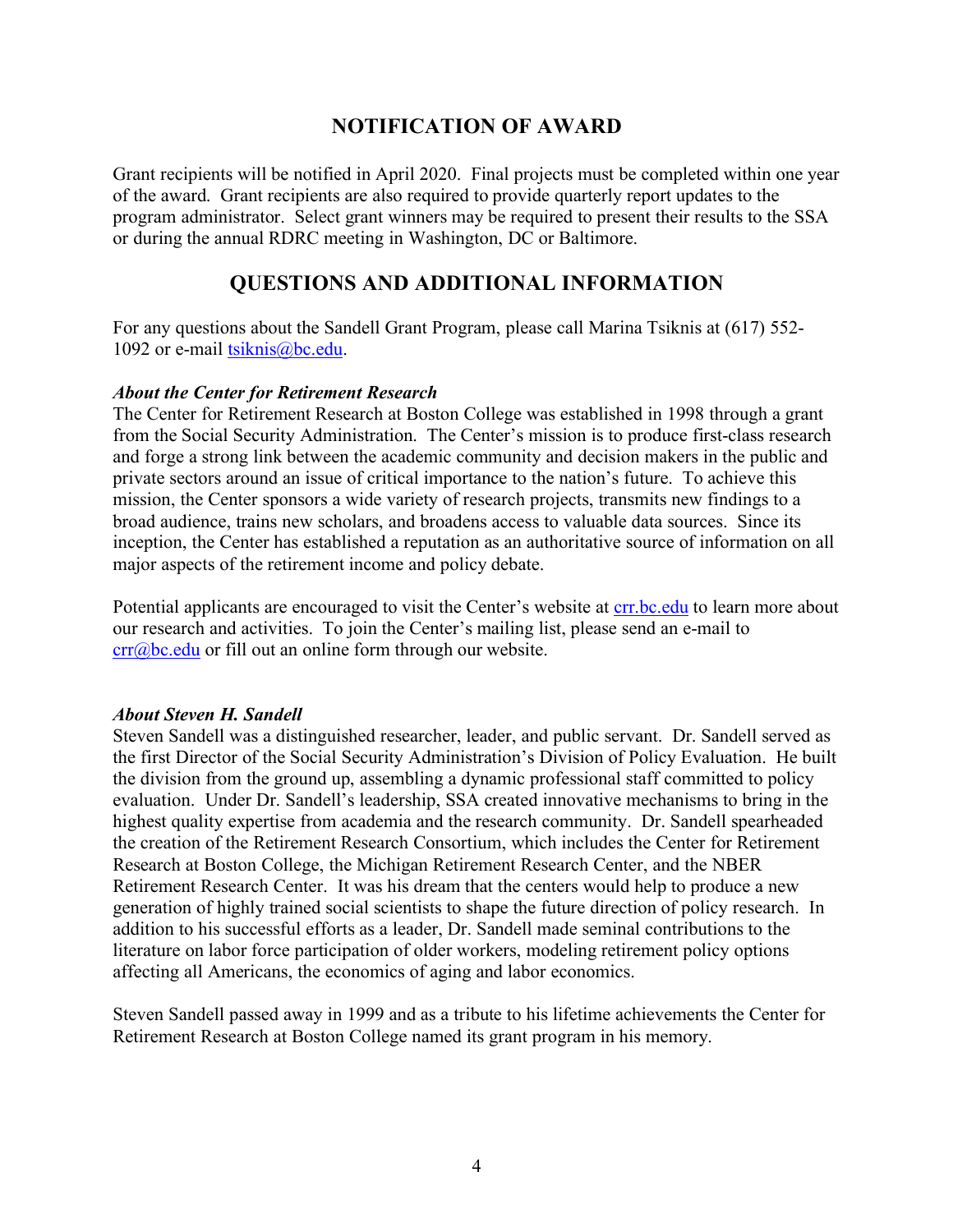## NOTIFICATION OF AWARD

Grant recipients will be notified in April 2020. Final projects must be completed within one year of the award. Grant recipients are also required to provide quarterly report updates to the program administrator. Select grant winners may be required to present their results to the SSA or during the annual RDRC meeting in Washington, DC or Baltimore.

## QUESTIONS AND ADDITIONAL INFORMATION

For any questions about the Sandell Grant Program, please call Marina Tsiknis at (617) 552-1092 or e-mail tsiknis@bc.edu.

***About the Center for Retirement Research***

The Center for Retirement Research at Boston College was established in 1998 through a grant from the Social Security Administration. The Center's mission is to produce first-class research and forge a strong link between the academic community and decision makers in the public and private sectors around an issue of critical importance to the nation's future. To achieve this mission, the Center sponsors a wide variety of research projects, transmits new findings to a broad audience, trains new scholars, and broadens access to valuable data sources. Since its inception, the Center has established a reputation as an authoritative source of information on all major aspects of the retirement income and policy debate.

Potential applicants are encouraged to visit the Center's website at crr.bc.edu to learn more about our research and activities. To join the Center's mailing list, please send an e-mail to crr@bc.edu or fill out an online form through our website.

***About Steven H. Sandell***

Steven Sandell was a distinguished researcher, leader, and public servant. Dr. Sandell served as the first Director of the Social Security Administration's Division of Policy Evaluation. He built the division from the ground up, assembling a dynamic professional staff committed to policy evaluation. Under Dr. Sandell's leadership, SSA created innovative mechanisms to bring in the highest quality expertise from academia and the research community. Dr. Sandell spearheaded the creation of the Retirement Research Consortium, which includes the Center for Retirement Research at Boston College, the Michigan Retirement Research Center, and the NBER Retirement Research Center. It was his dream that the centers would help to produce a new generation of highly trained social scientists to shape the future direction of policy research. In addition to his successful efforts as a leader, Dr. Sandell made seminal contributions to the literature on labor force participation of older workers, modeling retirement policy options affecting all Americans, the economics of aging and labor economics.

Steven Sandell passed away in 1999 and as a tribute to his lifetime achievements the Center for Retirement Research at Boston College named its grant program in his memory.